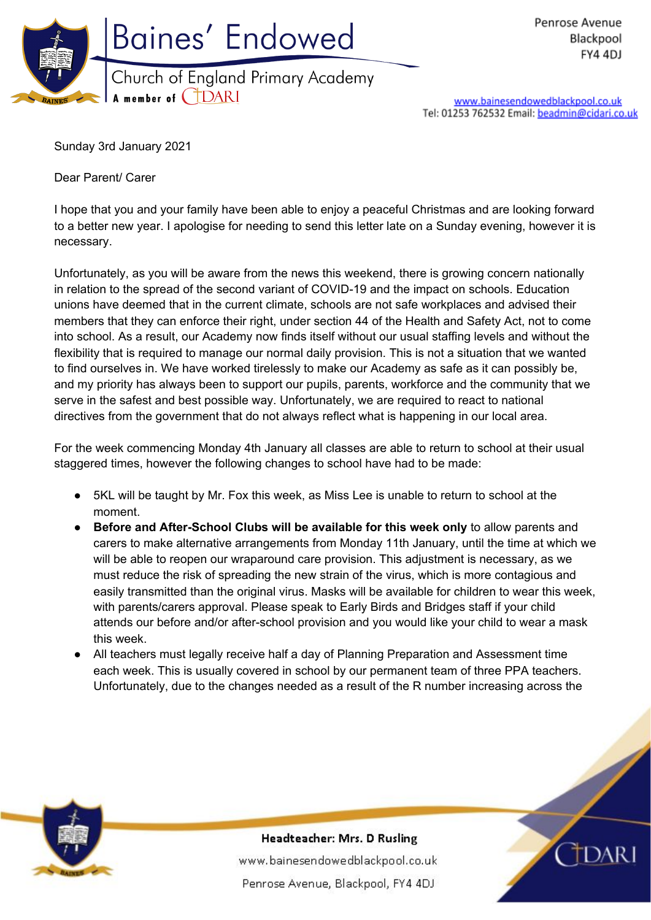Baines' Endowed
Church of England Primary Academy
A member of CIDARI

Penrose Avenue
Blackpool
FY4 4DJ

www.bainesendowedblackpool.co.uk
Tel: 01253 762532 Email: beadmin@cidari.co.uk

Sunday 3rd January 2021

Dear Parent/ Carer

I hope that you and your family have been able to enjoy a peaceful Christmas and are looking forward to a better new year. I apologise for needing to send this letter late on a Sunday evening, however it is necessary.

Unfortunately, as you will be aware from the news this weekend, there is growing concern nationally in relation to the spread of the second variant of COVID-19 and the impact on schools. Education unions have deemed that in the current climate, schools are not safe workplaces and advised their members that they can enforce their right, under section 44 of the Health and Safety Act, not to come into school. As a result, our Academy now finds itself without our usual staffing levels and without the flexibility that is required to manage our normal daily provision. This is not a situation that we wanted to find ourselves in. We have worked tirelessly to make our Academy as safe as it can possibly be, and my priority has always been to support our pupils, parents, workforce and the community that we serve in the safest and best possible way. Unfortunately, we are required to react to national directives from the government that do not always reflect what is happening in our local area.

For the week commencing Monday 4th January all classes are able to return to school at their usual staggered times, however the following changes to school have had to be made:

- 5KL will be taught by Mr. Fox this week, as Miss Lee is unable to return to school at the moment.
- **Before and After-School Clubs will be available for this week only** to allow parents and carers to make alternative arrangements from Monday 11th January, until the time at which we will be able to reopen our wraparound care provision. This adjustment is necessary, as we must reduce the risk of spreading the new strain of the virus, which is more contagious and easily transmitted than the original virus. Masks will be available for children to wear this week, with parents/carers approval. Please speak to Early Birds and Bridges staff if your child attends our before and/or after-school provision and you would like your child to wear a mask this week.
- All teachers must legally receive half a day of Planning Preparation and Assessment time each week. This is usually covered in school by our permanent team of three PPA teachers. Unfortunately, due to the changes needed as a result of the R number increasing across the

Headteacher: Mrs. D Rusling
www.bainesendowedblackpool.co.uk
Penrose Avenue, Blackpool, FY4 4DJ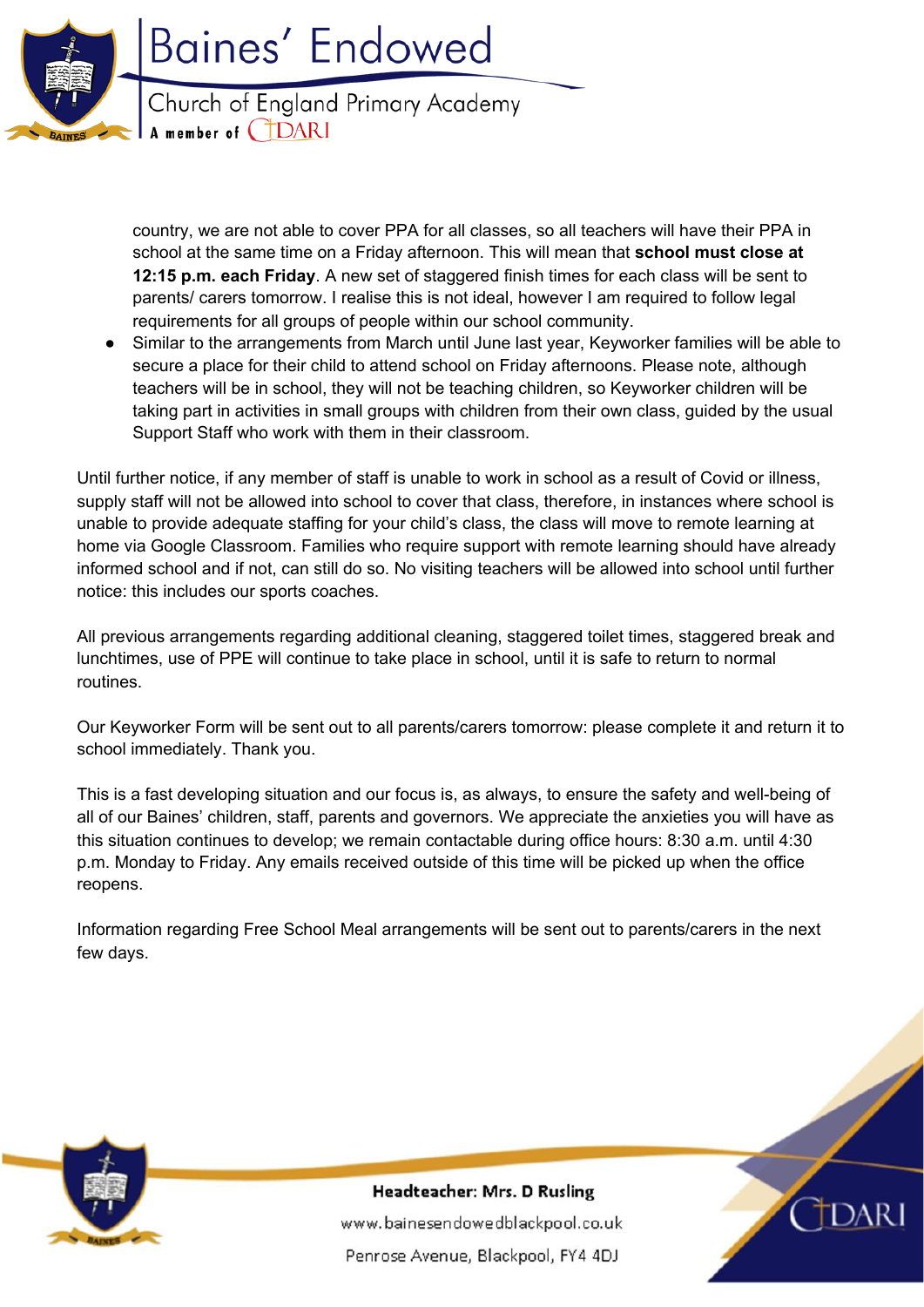country, we are not able to cover PPA for all classes, so all teachers will have their PPA in school at the same time on a Friday afternoon. This will mean that **school must close at 12:15 p.m. each Friday**. A new set of staggered finish times for each class will be sent to parents/ carers tomorrow. I realise this is not ideal, however I am required to follow legal requirements for all groups of people within our school community.

- Similar to the arrangements from March until June last year, Keyworker families will be able to secure a place for their child to attend school on Friday afternoons. Please note, although teachers will be in school, they will not be teaching children, so Keyworker children will be taking part in activities in small groups with children from their own class, guided by the usual Support Staff who work with them in their classroom.

Until further notice, if any member of staff is unable to work in school as a result of Covid or illness, supply staff will not be allowed into school to cover that class, therefore, in instances where school is unable to provide adequate staffing for your child's class, the class will move to remote learning at home via Google Classroom. Families who require support with remote learning should have already informed school and if not, can still do so. No visiting teachers will be allowed into school until further notice: this includes our sports coaches.

All previous arrangements regarding additional cleaning, staggered toilet times, staggered break and lunchtimes, use of PPE will continue to take place in school, until it is safe to return to normal routines.

Our Keyworker Form will be sent out to all parents/carers tomorrow: please complete it and return it to school immediately. Thank you.

This is a fast developing situation and our focus is, as always, to ensure the safety and well-being of all of our Baines' children, staff, parents and governors. We appreciate the anxieties you will have as this situation continues to develop; we remain contactable during office hours: 8:30 a.m. until 4:30 p.m. Monday to Friday. Any emails received outside of this time will be picked up when the office reopens.

Information regarding Free School Meal arrangements will be sent out to parents/carers in the next few days.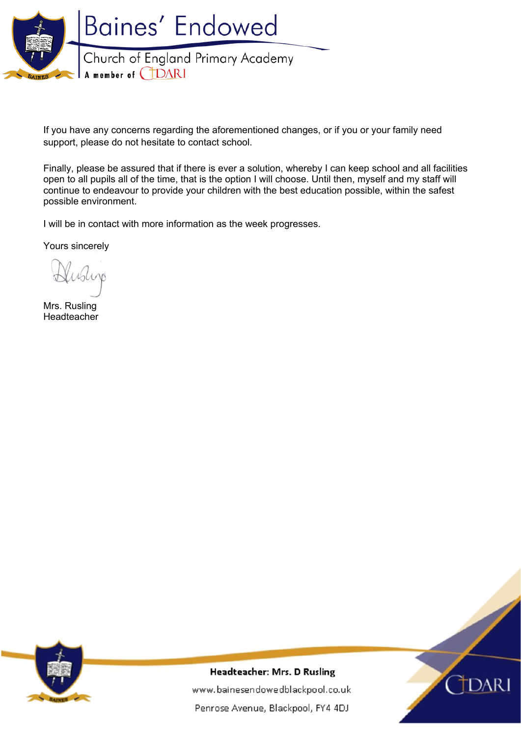If you have any concerns regarding the aforementioned changes, or if you or your family need support, please do not hesitate to contact school.

Finally, please be assured that if there is ever a solution, whereby I can keep school and all facilities open to all pupils all of the time, that is the option I will choose. Until then, myself and my staff will continue to endeavour to provide your children with the best education possible, within the safest possible environment.

I will be in contact with more information as the week progresses.

Yours sincerely

Mrs. Rusling
Headteacher